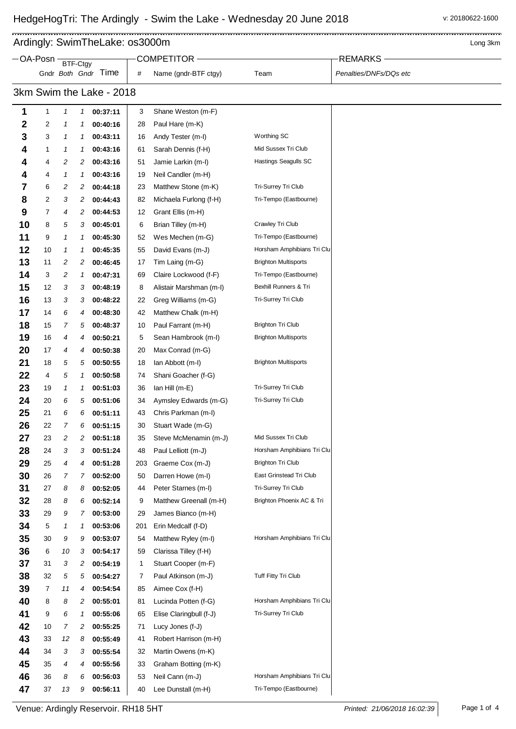# HedgeHogTri: The Ardingly - Swim the Lake - Wednesday 20 June 2018

v: 20180622-1600

## Ardingly: SwimTheLake: os3000m

Long 3km

### 3km Swim the Lake - 2018

| OA-Posn | Gndr | Both (BTF-Ctgy) | Gndr (BTF-Ctgy) | Time | # | Name (gndr-BTF ctgy) | Team | REMARKS Penalties/DNFs/DQs etc |
|---|---|---|---|---|---|---|---|---|
| 1 | 1 | 1 | 1 | 00:37:11 | 3 | Shane Weston (m-F) | | |
| 2 | 2 | 1 | 1 | 00:40:16 | 28 | Paul Hare (m-K) | | |
| 3 | 3 | 1 | 1 | 00:43:11 | 16 | Andy Tester (m-I) | Worthing SC | |
| 4 | 1 | 1 | 1 | 00:43:16 | 61 | Sarah Dennis (f-H) | Mid Sussex Tri Club | |
| 4 | 4 | 2 | 2 | 00:43:16 | 51 | Jamie Larkin (m-I) | Hastings Seagulls SC | |
| 4 | 4 | 1 | 1 | 00:43:16 | 19 | Neil Candler (m-H) | | |
| 7 | 6 | 2 | 2 | 00:44:18 | 23 | Matthew Stone (m-K) | Tri-Surrey Tri Club | |
| 8 | 2 | 3 | 2 | 00:44:43 | 82 | Michaela Furlong (f-H) | Tri-Tempo (Eastbourne) | |
| 9 | 7 | 4 | 2 | 00:44:53 | 12 | Grant Ellis (m-H) | | |
| 10 | 8 | 5 | 3 | 00:45:01 | 6 | Brian Tilley (m-H) | Crawley Tri Club | |
| 11 | 9 | 1 | 1 | 00:45:30 | 52 | Wes Mechen (m-G) | Tri-Tempo (Eastbourne) | |
| 12 | 10 | 1 | 1 | 00:45:35 | 55 | David Evans (m-J) | Horsham Amphibians Tri Clu | |
| 13 | 11 | 2 | 2 | 00:46:45 | 17 | Tim Laing (m-G) | Brighton Multisports | |
| 14 | 3 | 2 | 1 | 00:47:31 | 69 | Claire Lockwood (f-F) | Tri-Tempo (Eastbourne) | |
| 15 | 12 | 3 | 3 | 00:48:19 | 8 | Alistair Marshman (m-I) | Bexhill Runners & Tri | |
| 16 | 13 | 3 | 3 | 00:48:22 | 22 | Greg Williams (m-G) | Tri-Surrey Tri Club | |
| 17 | 14 | 6 | 4 | 00:48:30 | 42 | Matthew Chalk (m-H) | | |
| 18 | 15 | 7 | 5 | 00:48:37 | 10 | Paul Farrant (m-H) | Brighton Tri Club | |
| 19 | 16 | 4 | 4 | 00:50:21 | 5 | Sean Hambrook (m-I) | Brighton Multisports | |
| 20 | 17 | 4 | 4 | 00:50:38 | 20 | Max Conrad (m-G) | | |
| 21 | 18 | 5 | 5 | 00:50:55 | 18 | Ian Abbott (m-I) | Brighton Multisports | |
| 22 | 4 | 5 | 1 | 00:50:58 | 74 | Shani Goacher (f-G) | | |
| 23 | 19 | 1 | 1 | 00:51:03 | 36 | Ian Hill (m-E) | Tri-Surrey Tri Club | |
| 24 | 20 | 6 | 5 | 00:51:06 | 34 | Aymsley Edwards (m-G) | Tri-Surrey Tri Club | |
| 25 | 21 | 6 | 6 | 00:51:11 | 43 | Chris Parkman (m-I) | | |
| 26 | 22 | 7 | 6 | 00:51:15 | 30 | Stuart Wade (m-G) | | |
| 27 | 23 | 2 | 2 | 00:51:18 | 35 | Steve McMenamin (m-J) | Mid Sussex Tri Club | |
| 28 | 24 | 3 | 3 | 00:51:24 | 48 | Paul Lelliott (m-J) | Horsham Amphibians Tri Clu | |
| 29 | 25 | 4 | 4 | 00:51:28 | 203 | Graeme Cox (m-J) | Brighton Tri Club | |
| 30 | 26 | 7 | 7 | 00:52:00 | 50 | Darren Howe (m-I) | East Grinstead Tri Club | |
| 31 | 27 | 8 | 8 | 00:52:05 | 44 | Peter Starnes (m-I) | Tri-Surrey Tri Club | |
| 32 | 28 | 8 | 6 | 00:52:14 | 9 | Matthew Greenall (m-H) | Brighton Phoenix AC & Tri | |
| 33 | 29 | 9 | 7 | 00:53:00 | 29 | James Bianco (m-H) | | |
| 34 | 5 | 1 | 1 | 00:53:06 | 201 | Erin Medcalf (f-D) | | |
| 35 | 30 | 9 | 9 | 00:53:07 | 54 | Matthew Ryley (m-I) | Horsham Amphibians Tri Clu | |
| 36 | 6 | 10 | 3 | 00:54:17 | 59 | Clarissa Tilley (f-H) | | |
| 37 | 31 | 3 | 2 | 00:54:19 | 1 | Stuart Cooper (m-F) | | |
| 38 | 32 | 5 | 5 | 00:54:27 | 7 | Paul Atkinson (m-J) | Tuff Fitty Tri Club | |
| 39 | 7 | 11 | 4 | 00:54:54 | 85 | Aimee Cox (f-H) | | |
| 40 | 8 | 8 | 2 | 00:55:01 | 81 | Lucinda Potten (f-G) | Horsham Amphibians Tri Clu | |
| 41 | 9 | 6 | 1 | 00:55:06 | 65 | Elise Claringbull (f-J) | Tri-Surrey Tri Club | |
| 42 | 10 | 7 | 2 | 00:55:25 | 71 | Lucy Jones (f-J) | | |
| 43 | 33 | 12 | 8 | 00:55:49 | 41 | Robert Harrison (m-H) | | |
| 44 | 34 | 3 | 3 | 00:55:54 | 32 | Martin Owens (m-K) | | |
| 45 | 35 | 4 | 4 | 00:55:56 | 33 | Graham Botting (m-K) | | |
| 46 | 36 | 8 | 6 | 00:56:03 | 53 | Neil Cann (m-J) | Horsham Amphibians Tri Clu | |
| 47 | 37 | 13 | 9 | 00:56:11 | 40 | Lee Dunstall (m-H) | Tri-Tempo (Eastbourne) | |

Venue: Ardingly Reservoir. RH18 5HT

*Printed: 21/06/2018 16:02:39*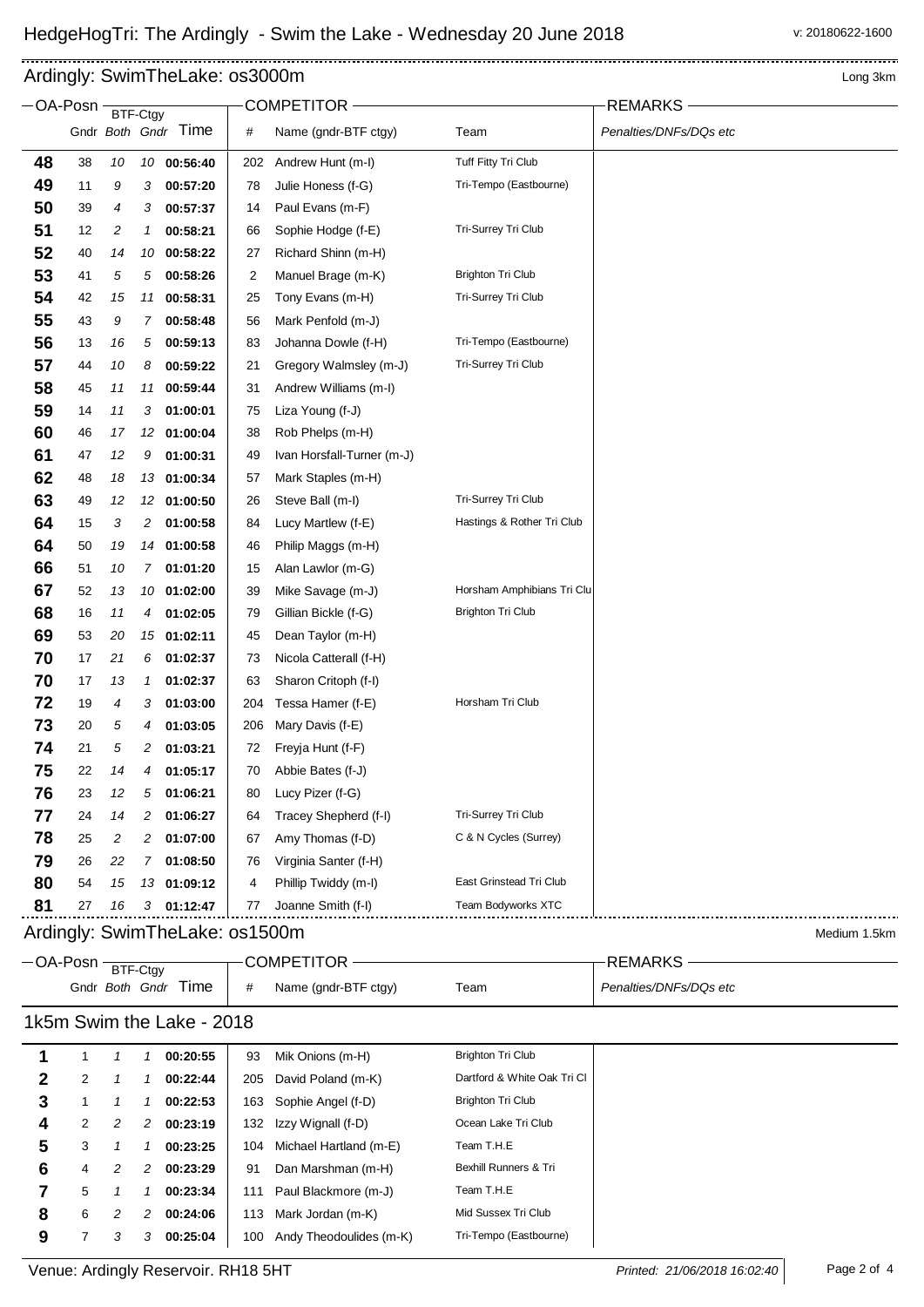# HedgeHogTri: The Ardingly - Swim the Lake - Wednesday 20 June 2018

v: 20180622-1600

## Ardingly: SwimTheLake: os3000m

Long 3km

| OA-Posn | BTF-Ctgy Gndr | Both | Gndr | Time | # | Name (gndr-BTF ctgy) | Team | REMARKS Penalties/DNFs/DQs etc |
|---|---|---|---|---|---|---|---|---|
| **48** | 38 | *10* | *10* | **00:56:40** | 202 | Andrew Hunt (m-I) | Tuff Fitty Tri Club | |
| **49** | 11 | *9* | *3* | **00:57:20** | 78 | Julie Honess (f-G) | Tri-Tempo (Eastbourne) | |
| **50** | 39 | *4* | *3* | **00:57:37** | 14 | Paul Evans (m-F) | | |
| **51** | 12 | *2* | *1* | **00:58:21** | 66 | Sophie Hodge (f-E) | Tri-Surrey Tri Club | |
| **52** | 40 | *14* | *10* | **00:58:22** | 27 | Richard Shinn (m-H) | | |
| **53** | 41 | *5* | *5* | **00:58:26** | 2 | Manuel Brage (m-K) | Brighton Tri Club | |
| **54** | 42 | *15* | *11* | **00:58:31** | 25 | Tony Evans (m-H) | Tri-Surrey Tri Club | |
| **55** | 43 | *9* | *7* | **00:58:48** | 56 | Mark Penfold (m-J) | | |
| **56** | 13 | *16* | *5* | **00:59:13** | 83 | Johanna Dowle (f-H) | Tri-Tempo (Eastbourne) | |
| **57** | 44 | *10* | *8* | **00:59:22** | 21 | Gregory Walmsley (m-J) | Tri-Surrey Tri Club | |
| **58** | 45 | *11* | *11* | **00:59:44** | 31 | Andrew Williams (m-I) | | |
| **59** | 14 | *11* | *3* | **01:00:01** | 75 | Liza Young (f-J) | | |
| **60** | 46 | *17* | *12* | **01:00:04** | 38 | Rob Phelps (m-H) | | |
| **61** | 47 | *12* | *9* | **01:00:31** | 49 | Ivan Horsfall-Turner (m-J) | | |
| **62** | 48 | *18* | *13* | **01:00:34** | 57 | Mark Staples (m-H) | | |
| **63** | 49 | *12* | *12* | **01:00:50** | 26 | Steve Ball (m-I) | Tri-Surrey Tri Club | |
| **64** | 15 | *3* | *2* | **01:00:58** | 84 | Lucy Martlew (f-E) | Hastings & Rother Tri Club | |
| **64** | 50 | *19* | *14* | **01:00:58** | 46 | Philip Maggs (m-H) | | |
| **66** | 51 | *10* | *7* | **01:01:20** | 15 | Alan Lawlor (m-G) | | |
| **67** | 52 | *13* | *10* | **01:02:00** | 39 | Mike Savage (m-J) | Horsham Amphibians Tri Clu | |
| **68** | 16 | *11* | *4* | **01:02:05** | 79 | Gillian Bickle (f-G) | Brighton Tri Club | |
| **69** | 53 | *20* | *15* | **01:02:11** | 45 | Dean Taylor (m-H) | | |
| **70** | 17 | *21* | *6* | **01:02:37** | 73 | Nicola Catterall (f-H) | | |
| **70** | 17 | *13* | *1* | **01:02:37** | 63 | Sharon Critoph (f-I) | | |
| **72** | 19 | *4* | *3* | **01:03:00** | 204 | Tessa Hamer (f-E) | Horsham Tri Club | |
| **73** | 20 | *5* | *4* | **01:03:05** | 206 | Mary Davis (f-E) | | |
| **74** | 21 | *5* | *2* | **01:03:21** | 72 | Freyja Hunt (f-F) | | |
| **75** | 22 | *14* | *4* | **01:05:17** | 70 | Abbie Bates (f-J) | | |
| **76** | 23 | *12* | *5* | **01:06:21** | 80 | Lucy Pizer (f-G) | | |
| **77** | 24 | *14* | *2* | **01:06:27** | 64 | Tracey Shepherd (f-I) | Tri-Surrey Tri Club | |
| **78** | 25 | *2* | *2* | **01:07:00** | 67 | Amy Thomas (f-D) | C & N Cycles (Surrey) | |
| **79** | 26 | *22* | *7* | **01:08:50** | 76 | Virginia Santer (f-H) | | |
| **80** | 54 | *15* | *13* | **01:09:12** | 4 | Phillip Twiddy (m-I) | East Grinstead Tri Club | |
| **81** | 27 | *16* | *3* | **01:12:47** | 77 | Joanne Smith (f-I) | Team Bodyworks XTC | |

## Ardingly: SwimTheLake: os1500m

Medium 1.5km

### 1k5m Swim the Lake - 2018

| OA-Posn | BTF-Ctgy Gndr | Both | Gndr | Time | # | Name (gndr-BTF ctgy) | Team | REMARKS Penalties/DNFs/DQs etc |
|---|---|---|---|---|---|---|---|---|
| **1** | 1 | *1* | *1* | **00:20:55** | 93 | Mik Onions (m-H) | Brighton Tri Club | |
| **2** | 2 | *1* | *1* | **00:22:44** | 205 | David Poland (m-K) | Dartford & White Oak Tri Cl | |
| **3** | 1 | *1* | *1* | **00:22:53** | 163 | Sophie Angel (f-D) | Brighton Tri Club | |
| **4** | 2 | *2* | *2* | **00:23:19** | 132 | Izzy Wignall (f-D) | Ocean Lake Tri Club | |
| **5** | 3 | *1* | *1* | **00:23:25** | 104 | Michael Hartland (m-E) | Team T.H.E | |
| **6** | 4 | *2* | *2* | **00:23:29** | 91 | Dan Marshman (m-H) | Bexhill Runners & Tri | |
| **7** | 5 | *1* | *1* | **00:23:34** | 111 | Paul Blackmore (m-J) | Team T.H.E | |
| **8** | 6 | *2* | *2* | **00:24:06** | 113 | Mark Jordan (m-K) | Mid Sussex Tri Club | |
| **9** | 7 | *3* | *3* | **00:25:04** | 100 | Andy Theodoulides (m-K) | Tri-Tempo (Eastbourne) | |

Venue: Ardingly Reservoir. RH18 5HT

*Printed: 21/06/2018 16:02:40*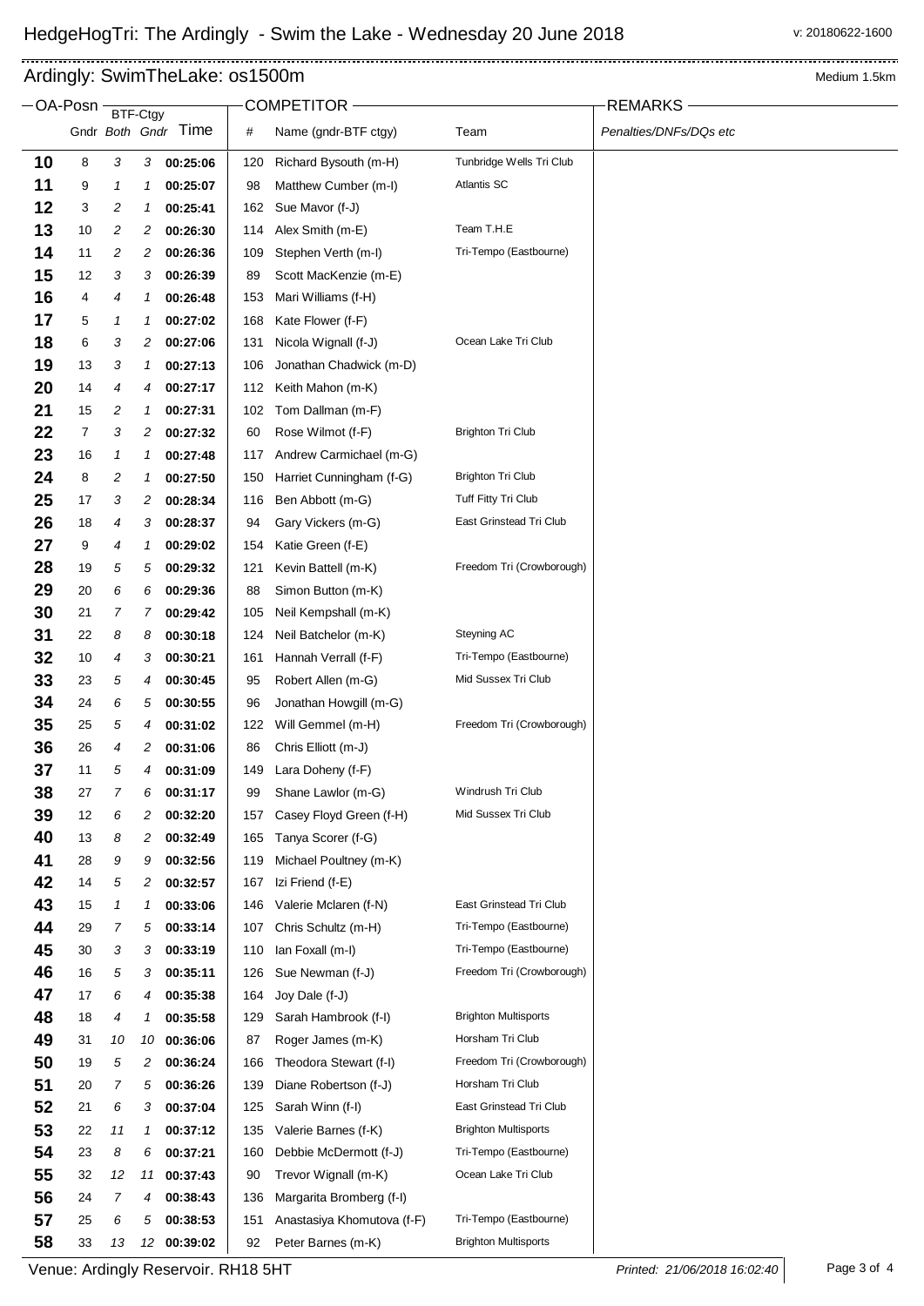# HedgeHogTri: The Ardingly - Swim the Lake - Wednesday 20 June 2018

v: 20180622-1600

## Ardingly: SwimTheLake: os1500m

Medium 1.5km

| OA-Posn | BTF-Ctgy | | | | COMPETITOR | | | REMARKS |
|---|---|---|---|---|---|---|---|---|
| | Gndr | *Both* | *Gndr* | Time | # | Name (gndr-BTF ctgy) | Team | *Penalties/DNFs/DQs etc* |
| **10** | 8 | *3* | *3* | **00:25:06** | 120 | Richard Bysouth (m-H) | Tunbridge Wells Tri Club | |
| **11** | 9 | *1* | *1* | **00:25:07** | 98 | Matthew Cumber (m-I) | Atlantis SC | |
| **12** | 3 | *2* | *1* | **00:25:41** | 162 | Sue Mavor (f-J) | | |
| **13** | 10 | *2* | *2* | **00:26:30** | 114 | Alex Smith (m-E) | Team T.H.E | |
| **14** | 11 | *2* | *2* | **00:26:36** | 109 | Stephen Verth (m-I) | Tri-Tempo (Eastbourne) | |
| **15** | 12 | *3* | *3* | **00:26:39** | 89 | Scott MacKenzie (m-E) | | |
| **16** | 4 | *4* | *1* | **00:26:48** | 153 | Mari Williams (f-H) | | |
| **17** | 5 | *1* | *1* | **00:27:02** | 168 | Kate Flower (f-F) | | |
| **18** | 6 | *3* | *2* | **00:27:06** | 131 | Nicola Wignall (f-J) | Ocean Lake Tri Club | |
| **19** | 13 | *3* | *1* | **00:27:13** | 106 | Jonathan Chadwick (m-D) | | |
| **20** | 14 | *4* | *4* | **00:27:17** | 112 | Keith Mahon (m-K) | | |
| **21** | 15 | *2* | *1* | **00:27:31** | 102 | Tom Dallman (m-F) | | |
| **22** | 7 | *3* | *2* | **00:27:32** | 60 | Rose Wilmot (f-F) | Brighton Tri Club | |
| **23** | 16 | *1* | *1* | **00:27:48** | 117 | Andrew Carmichael (m-G) | | |
| **24** | 8 | *2* | *1* | **00:27:50** | 150 | Harriet Cunningham (f-G) | Brighton Tri Club | |
| **25** | 17 | *3* | *2* | **00:28:34** | 116 | Ben Abbott (m-G) | Tuff Fitty Tri Club | |
| **26** | 18 | *4* | *3* | **00:28:37** | 94 | Gary Vickers (m-G) | East Grinstead Tri Club | |
| **27** | 9 | *4* | *1* | **00:29:02** | 154 | Katie Green (f-E) | | |
| **28** | 19 | *5* | *5* | **00:29:32** | 121 | Kevin Battell (m-K) | Freedom Tri (Crowborough) | |
| **29** | 20 | *6* | *6* | **00:29:36** | 88 | Simon Button (m-K) | | |
| **30** | 21 | *7* | *7* | **00:29:42** | 105 | Neil Kempshall (m-K) | | |
| **31** | 22 | *8* | *8* | **00:30:18** | 124 | Neil Batchelor (m-K) | Steyning AC | |
| **32** | 10 | *4* | *3* | **00:30:21** | 161 | Hannah Verrall (f-F) | Tri-Tempo (Eastbourne) | |
| **33** | 23 | *5* | *4* | **00:30:45** | 95 | Robert Allen (m-G) | Mid Sussex Tri Club | |
| **34** | 24 | *6* | *5* | **00:30:55** | 96 | Jonathan Howgill (m-G) | | |
| **35** | 25 | *5* | *4* | **00:31:02** | 122 | Will Gemmel (m-H) | Freedom Tri (Crowborough) | |
| **36** | 26 | *4* | *2* | **00:31:06** | 86 | Chris Elliott (m-J) | | |
| **37** | 11 | *5* | *4* | **00:31:09** | 149 | Lara Doheny (f-F) | | |
| **38** | 27 | *7* | *6* | **00:31:17** | 99 | Shane Lawlor (m-G) | Windrush Tri Club | |
| **39** | 12 | *6* | *2* | **00:32:20** | 157 | Casey Floyd Green (f-H) | Mid Sussex Tri Club | |
| **40** | 13 | *8* | *2* | **00:32:49** | 165 | Tanya Scorer (f-G) | | |
| **41** | 28 | *9* | *9* | **00:32:56** | 119 | Michael Poultney (m-K) | | |
| **42** | 14 | *5* | *2* | **00:32:57** | 167 | Izi Friend (f-E) | | |
| **43** | 15 | *1* | *1* | **00:33:06** | 146 | Valerie Mclaren (f-N) | East Grinstead Tri Club | |
| **44** | 29 | *7* | *5* | **00:33:14** | 107 | Chris Schultz (m-H) | Tri-Tempo (Eastbourne) | |
| **45** | 30 | *3* | *3* | **00:33:19** | 110 | Ian Foxall (m-I) | Tri-Tempo (Eastbourne) | |
| **46** | 16 | *5* | *3* | **00:35:11** | 126 | Sue Newman (f-J) | Freedom Tri (Crowborough) | |
| **47** | 17 | *6* | *4* | **00:35:38** | 164 | Joy Dale (f-J) | | |
| **48** | 18 | *4* | *1* | **00:35:58** | 129 | Sarah Hambrook (f-I) | Brighton Multisports | |
| **49** | 31 | *10* | *10* | **00:36:06** | 87 | Roger James (m-K) | Horsham Tri Club | |
| **50** | 19 | *5* | *2* | **00:36:24** | 166 | Theodora Stewart (f-I) | Freedom Tri (Crowborough) | |
| **51** | 20 | *7* | *5* | **00:36:26** | 139 | Diane Robertson (f-J) | Horsham Tri Club | |
| **52** | 21 | *6* | *3* | **00:37:04** | 125 | Sarah Winn (f-I) | East Grinstead Tri Club | |
| **53** | 22 | *11* | *1* | **00:37:12** | 135 | Valerie Barnes (f-K) | Brighton Multisports | |
| **54** | 23 | *8* | *6* | **00:37:21** | 160 | Debbie McDermott (f-J) | Tri-Tempo (Eastbourne) | |
| **55** | 32 | *12* | *11* | **00:37:43** | 90 | Trevor Wignall (m-K) | Ocean Lake Tri Club | |
| **56** | 24 | *7* | *4* | **00:38:43** | 136 | Margarita Bromberg (f-I) | | |
| **57** | 25 | *6* | *5* | **00:38:53** | 151 | Anastasiya Khomutova (f-F) | Tri-Tempo (Eastbourne) | |
| **58** | 33 | *13* | *12* | **00:39:02** | 92 | Peter Barnes (m-K) | Brighton Multisports | |

Venue: Ardingly Reservoir. RH18 5HT

*Printed: 21/06/2018 16:02:40*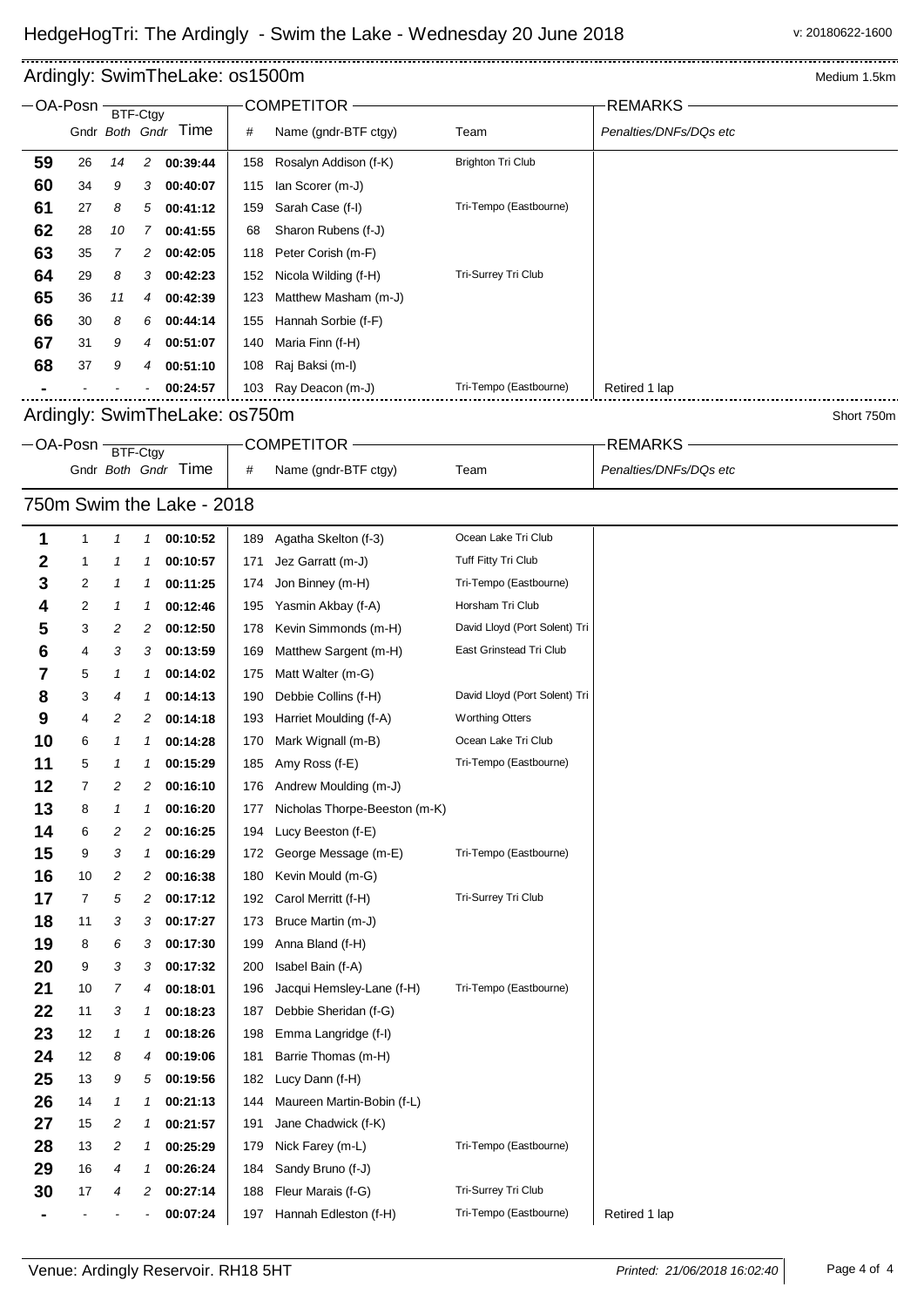## Ardingly: SwimTheLake: os1500m

Medium 1.5km

| OA-Posn | BTF-Ctgy Gndr | Both | Gndr | Time | # | Name (gndr-BTF ctgy) | Team | Penalties/DNFs/DQs etc |
|---|---|---|---|---|---|---|---|---|
| **59** | 26 | *14* | *2* | **00:39:44** | 158 | Rosalyn Addison (f-K) | Brighton Tri Club | |
| **60** | 34 | *9* | *3* | **00:40:07** | 115 | Ian Scorer (m-J) | | |
| **61** | 27 | *8* | *5* | **00:41:12** | 159 | Sarah Case (f-I) | Tri-Tempo (Eastbourne) | |
| **62** | 28 | *10* | *7* | **00:41:55** | 68 | Sharon Rubens (f-J) | | |
| **63** | 35 | *7* | *2* | **00:42:05** | 118 | Peter Corish (m-F) | | |
| **64** | 29 | *8* | *3* | **00:42:23** | 152 | Nicola Wilding (f-H) | Tri-Surrey Tri Club | |
| **65** | 36 | *11* | *4* | **00:42:39** | 123 | Matthew Masham (m-J) | | |
| **66** | 30 | *8* | *6* | **00:44:14** | 155 | Hannah Sorbie (f-F) | | |
| **67** | 31 | *9* | *4* | **00:51:07** | 140 | Maria Finn (f-H) | | |
| **68** | 37 | *9* | *4* | **00:51:10** | 108 | Raj Baksi (m-I) | | |
| **-** | - | - | - | **00:24:57** | 103 | Ray Deacon (m-J) | Tri-Tempo (Eastbourne) | Retired 1 lap |

## Ardingly: SwimTheLake: os750m

Short 750m

### 750m Swim the Lake - 2018

| OA-Posn | BTF-Ctgy Gndr | Both | Gndr | Time | # | Name (gndr-BTF ctgy) | Team | Penalties/DNFs/DQs etc |
|---|---|---|---|---|---|---|---|---|
| **1** | 1 | *1* | *1* | **00:10:52** | 189 | Agatha Skelton (f-3) | Ocean Lake Tri Club | |
| **2** | 1 | *1* | *1* | **00:10:57** | 171 | Jez Garratt (m-J) | Tuff Fitty Tri Club | |
| **3** | 2 | *1* | *1* | **00:11:25** | 174 | Jon Binney (m-H) | Tri-Tempo (Eastbourne) | |
| **4** | 2 | *1* | *1* | **00:12:46** | 195 | Yasmin Akbay (f-A) | Horsham Tri Club | |
| **5** | 3 | *2* | *2* | **00:12:50** | 178 | Kevin Simmonds (m-H) | David Lloyd (Port Solent) Tri | |
| **6** | 4 | *3* | *3* | **00:13:59** | 169 | Matthew Sargent (m-H) | East Grinstead Tri Club | |
| **7** | 5 | *1* | *1* | **00:14:02** | 175 | Matt Walter (m-G) | | |
| **8** | 3 | *4* | *1* | **00:14:13** | 190 | Debbie Collins (f-H) | David Lloyd (Port Solent) Tri | |
| **9** | 4 | *2* | *2* | **00:14:18** | 193 | Harriet Moulding (f-A) | Worthing Otters | |
| **10** | 6 | *1* | *1* | **00:14:28** | 170 | Mark Wignall (m-B) | Ocean Lake Tri Club | |
| **11** | 5 | *1* | *1* | **00:15:29** | 185 | Amy Ross (f-E) | Tri-Tempo (Eastbourne) | |
| **12** | 7 | *2* | *2* | **00:16:10** | 176 | Andrew Moulding (m-J) | | |
| **13** | 8 | *1* | *1* | **00:16:20** | 177 | Nicholas Thorpe-Beeston (m-K) | | |
| **14** | 6 | *2* | *2* | **00:16:25** | 194 | Lucy Beeston (f-E) | | |
| **15** | 9 | *3* | *1* | **00:16:29** | 172 | George Message (m-E) | Tri-Tempo (Eastbourne) | |
| **16** | 10 | *2* | *2* | **00:16:38** | 180 | Kevin Mould (m-G) | | |
| **17** | 7 | *5* | *2* | **00:17:12** | 192 | Carol Merritt (f-H) | Tri-Surrey Tri Club | |
| **18** | 11 | *3* | *3* | **00:17:27** | 173 | Bruce Martin (m-J) | | |
| **19** | 8 | *6* | *3* | **00:17:30** | 199 | Anna Bland (f-H) | | |
| **20** | 9 | *3* | *3* | **00:17:32** | 200 | Isabel Bain (f-A) | | |
| **21** | 10 | *7* | *4* | **00:18:01** | 196 | Jacqui Hemsley-Lane (f-H) | Tri-Tempo (Eastbourne) | |
| **22** | 11 | *3* | *1* | **00:18:23** | 187 | Debbie Sheridan (f-G) | | |
| **23** | 12 | *1* | *1* | **00:18:26** | 198 | Emma Langridge (f-I) | | |
| **24** | 12 | *8* | *4* | **00:19:06** | 181 | Barrie Thomas (m-H) | | |
| **25** | 13 | *9* | *5* | **00:19:56** | 182 | Lucy Dann (f-H) | | |
| **26** | 14 | *1* | *1* | **00:21:13** | 144 | Maureen Martin-Bobin (f-L) | | |
| **27** | 15 | *2* | *1* | **00:21:57** | 191 | Jane Chadwick (f-K) | | |
| **28** | 13 | *2* | *1* | **00:25:29** | 179 | Nick Farey (m-L) | Tri-Tempo (Eastbourne) | |
| **29** | 16 | *4* | *1* | **00:26:24** | 184 | Sandy Bruno (f-J) | | |
| **30** | 17 | *4* | *2* | **00:27:14** | 188 | Fleur Marais (f-G) | Tri-Surrey Tri Club | |
| **-** | - | - | - | **00:07:24** | 197 | Hannah Edleston (f-H) | Tri-Tempo (Eastbourne) | Retired 1 lap |

Venue: Ardingly Reservoir. RH18 5HT

*Printed: 21/06/2018 16:02:40*